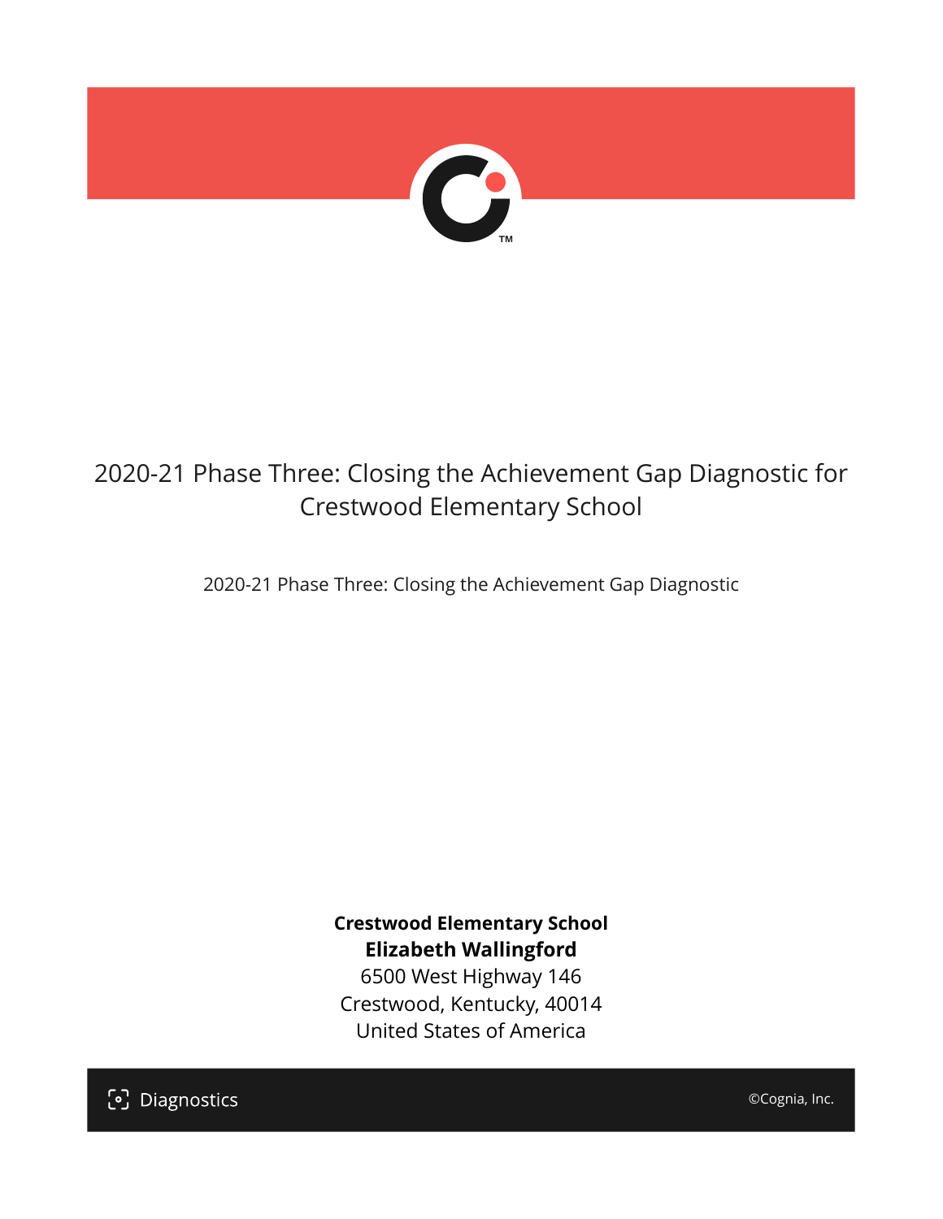# 2020-21 Phase Three: Closing the Achievement Gap Diagnostic for Crestwood Elementary School

2020-21 Phase Three: Closing the Achievement Gap Diagnostic

**Crestwood Elementary School**
**Elizabeth Wallingford**
6500 West Highway 146
Crestwood, Kentucky, 40014
United States of America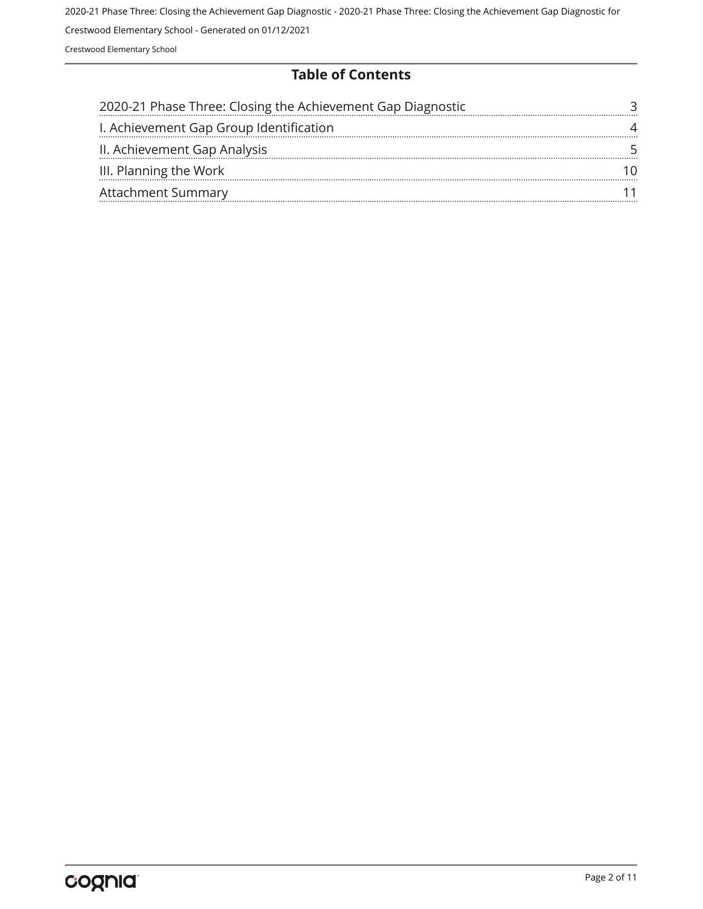## Table of Contents

| | |
|---|---|
| 2020-21 Phase Three: Closing the Achievement Gap Diagnostic | 3 |
| I. Achievement Gap Group Identification | 4 |
| II. Achievement Gap Analysis | 5 |
| III. Planning the Work | 10 |
| Attachment Summary | 11 |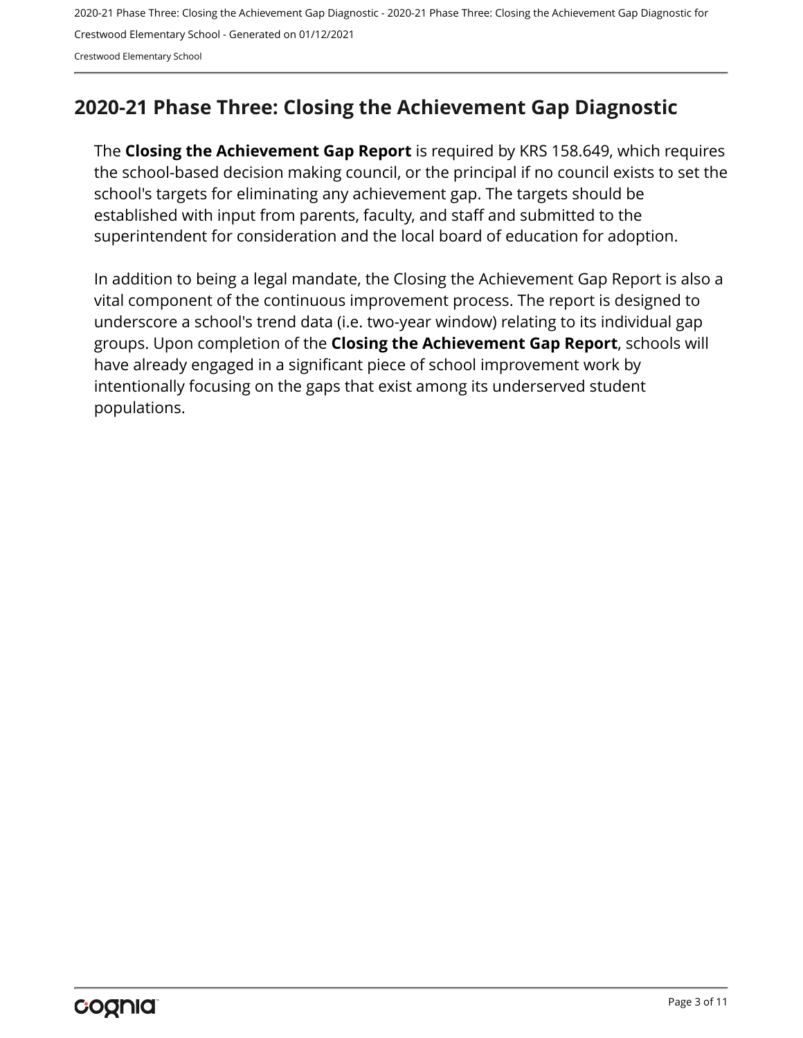## 2020-21 Phase Three: Closing the Achievement Gap Diagnostic

The **Closing the Achievement Gap Report** is required by KRS 158.649, which requires the school-based decision making council, or the principal if no council exists to set the school's targets for eliminating any achievement gap. The targets should be established with input from parents, faculty, and staff and submitted to the superintendent for consideration and the local board of education for adoption.

In addition to being a legal mandate, the Closing the Achievement Gap Report is also a vital component of the continuous improvement process. The report is designed to underscore a school's trend data (i.e. two-year window) relating to its individual gap groups. Upon completion of the **Closing the Achievement Gap Report**, schools will have already engaged in a significant piece of school improvement work by intentionally focusing on the gaps that exist among its underserved student populations.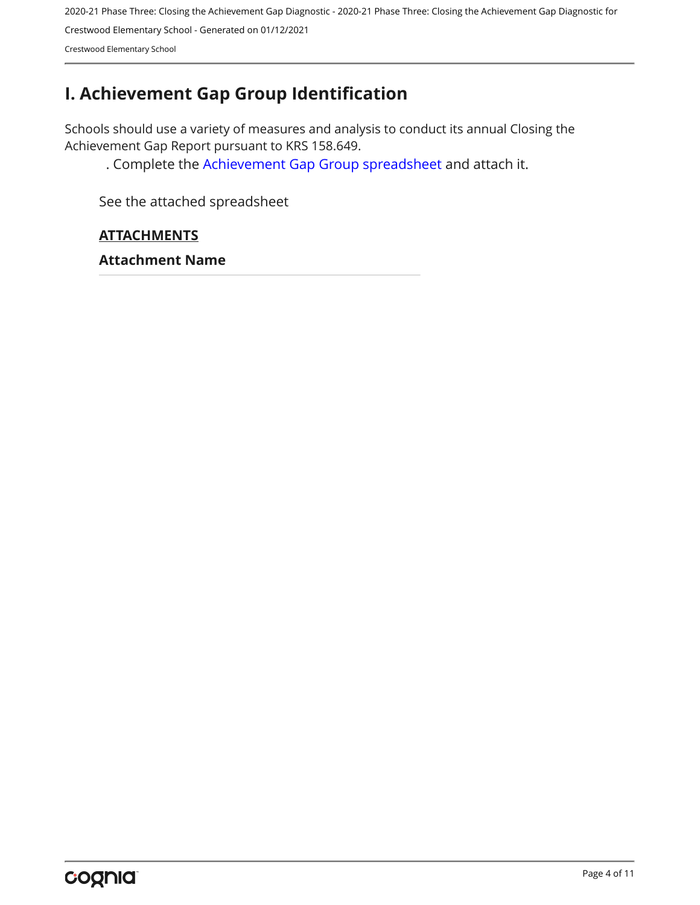# I. Achievement Gap Group Identification

Schools should use a variety of measures and analysis to conduct its annual Closing the Achievement Gap Report pursuant to KRS 158.649.

. Complete the Achievement Gap Group spreadsheet and attach it.

See the attached spreadsheet

**ATTACHMENTS**

**Attachment Name**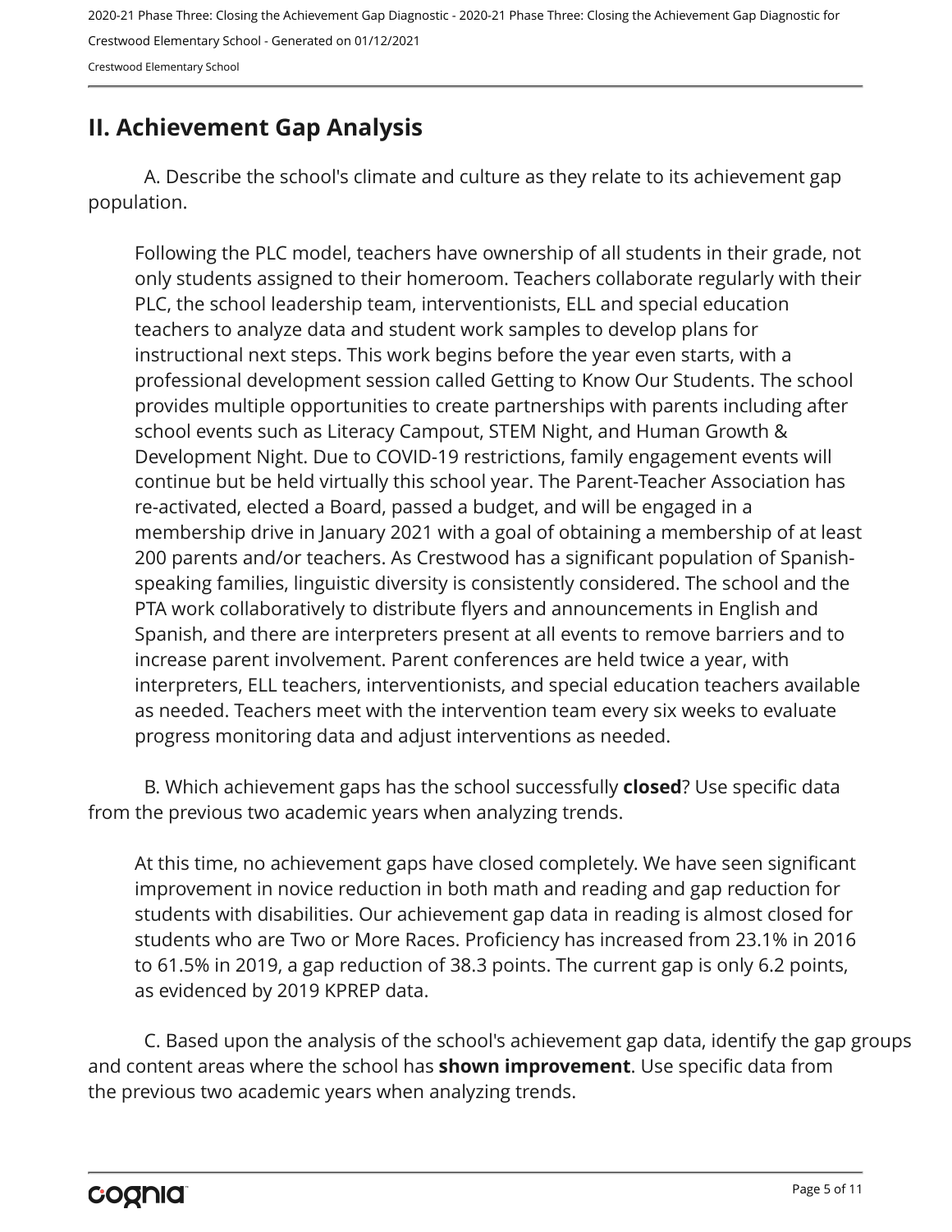## II. Achievement Gap Analysis

A. Describe the school's climate and culture as they relate to its achievement gap population.

Following the PLC model, teachers have ownership of all students in their grade, not only students assigned to their homeroom. Teachers collaborate regularly with their PLC, the school leadership team, interventionists, ELL and special education teachers to analyze data and student work samples to develop plans for instructional next steps. This work begins before the year even starts, with a professional development session called Getting to Know Our Students. The school provides multiple opportunities to create partnerships with parents including after school events such as Literacy Campout, STEM Night, and Human Growth & Development Night. Due to COVID-19 restrictions, family engagement events will continue but be held virtually this school year. The Parent-Teacher Association has re-activated, elected a Board, passed a budget, and will be engaged in a membership drive in January 2021 with a goal of obtaining a membership of at least 200 parents and/or teachers. As Crestwood has a significant population of Spanish-speaking families, linguistic diversity is consistently considered. The school and the PTA work collaboratively to distribute flyers and announcements in English and Spanish, and there are interpreters present at all events to remove barriers and to increase parent involvement. Parent conferences are held twice a year, with interpreters, ELL teachers, interventionists, and special education teachers available as needed. Teachers meet with the intervention team every six weeks to evaluate progress monitoring data and adjust interventions as needed.

B. Which achievement gaps has the school successfully **closed**? Use specific data from the previous two academic years when analyzing trends.

At this time, no achievement gaps have closed completely. We have seen significant improvement in novice reduction in both math and reading and gap reduction for students with disabilities. Our achievement gap data in reading is almost closed for students who are Two or More Races. Proficiency has increased from 23.1% in 2016 to 61.5% in 2019, a gap reduction of 38.3 points. The current gap is only 6.2 points, as evidenced by 2019 KPREP data.

C. Based upon the analysis of the school's achievement gap data, identify the gap groups and content areas where the school has **shown improvement**. Use specific data from the previous two academic years when analyzing trends.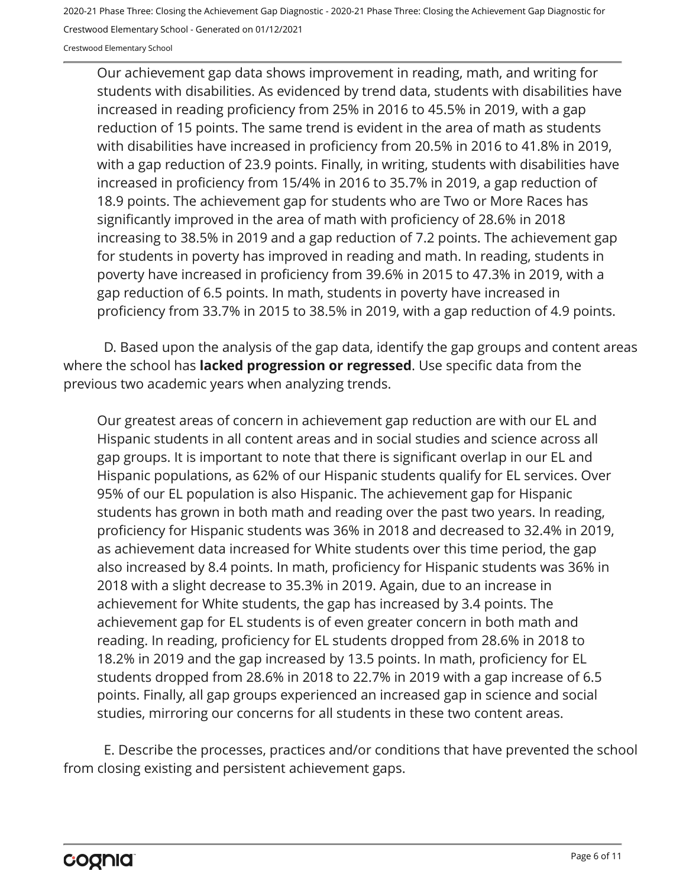Our achievement gap data shows improvement in reading, math, and writing for students with disabilities. As evidenced by trend data, students with disabilities have increased in reading proficiency from 25% in 2016 to 45.5% in 2019, with a gap reduction of 15 points. The same trend is evident in the area of math as students with disabilities have increased in proficiency from 20.5% in 2016 to 41.8% in 2019, with a gap reduction of 23.9 points. Finally, in writing, students with disabilities have increased in proficiency from 15/4% in 2016 to 35.7% in 2019, a gap reduction of 18.9 points. The achievement gap for students who are Two or More Races has significantly improved in the area of math with proficiency of 28.6% in 2018 increasing to 38.5% in 2019 and a gap reduction of 7.2 points. The achievement gap for students in poverty has improved in reading and math. In reading, students in poverty have increased in proficiency from 39.6% in 2015 to 47.3% in 2019, with a gap reduction of 6.5 points. In math, students in poverty have increased in proficiency from 33.7% in 2015 to 38.5% in 2019, with a gap reduction of 4.9 points.

D. Based upon the analysis of the gap data, identify the gap groups and content areas where the school has **lacked progression or regressed**. Use specific data from the previous two academic years when analyzing trends.

Our greatest areas of concern in achievement gap reduction are with our EL and Hispanic students in all content areas and in social studies and science across all gap groups. It is important to note that there is significant overlap in our EL and Hispanic populations, as 62% of our Hispanic students qualify for EL services. Over 95% of our EL population is also Hispanic. The achievement gap for Hispanic students has grown in both math and reading over the past two years. In reading, proficiency for Hispanic students was 36% in 2018 and decreased to 32.4% in 2019, as achievement data increased for White students over this time period, the gap also increased by 8.4 points. In math, proficiency for Hispanic students was 36% in 2018 with a slight decrease to 35.3% in 2019. Again, due to an increase in achievement for White students, the gap has increased by 3.4 points. The achievement gap for EL students is of even greater concern in both math and reading. In reading, proficiency for EL students dropped from 28.6% in 2018 to 18.2% in 2019 and the gap increased by 13.5 points. In math, proficiency for EL students dropped from 28.6% in 2018 to 22.7% in 2019 with a gap increase of 6.5 points. Finally, all gap groups experienced an increased gap in science and social studies, mirroring our concerns for all students in these two content areas.

E. Describe the processes, practices and/or conditions that have prevented the school from closing existing and persistent achievement gaps.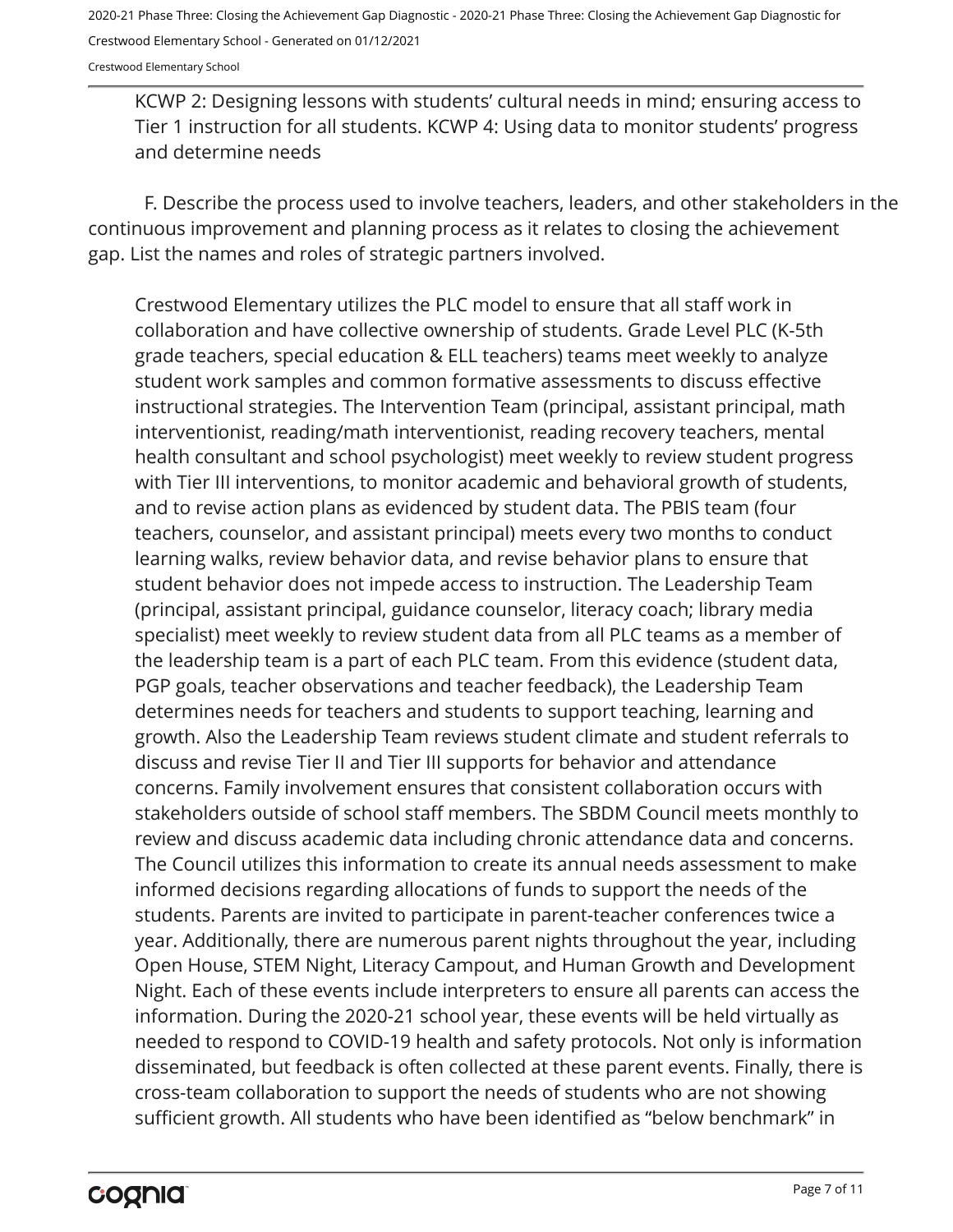KCWP 2: Designing lessons with students' cultural needs in mind; ensuring access to Tier 1 instruction for all students. KCWP 4: Using data to monitor students' progress and determine needs

F. Describe the process used to involve teachers, leaders, and other stakeholders in the continuous improvement and planning process as it relates to closing the achievement gap. List the names and roles of strategic partners involved.

Crestwood Elementary utilizes the PLC model to ensure that all staff work in collaboration and have collective ownership of students. Grade Level PLC (K-5th grade teachers, special education & ELL teachers) teams meet weekly to analyze student work samples and common formative assessments to discuss effective instructional strategies. The Intervention Team (principal, assistant principal, math interventionist, reading/math interventionist, reading recovery teachers, mental health consultant and school psychologist) meet weekly to review student progress with Tier III interventions, to monitor academic and behavioral growth of students, and to revise action plans as evidenced by student data. The PBIS team (four teachers, counselor, and assistant principal) meets every two months to conduct learning walks, review behavior data, and revise behavior plans to ensure that student behavior does not impede access to instruction. The Leadership Team (principal, assistant principal, guidance counselor, literacy coach; library media specialist) meet weekly to review student data from all PLC teams as a member of the leadership team is a part of each PLC team. From this evidence (student data, PGP goals, teacher observations and teacher feedback), the Leadership Team determines needs for teachers and students to support teaching, learning and growth. Also the Leadership Team reviews student climate and student referrals to discuss and revise Tier II and Tier III supports for behavior and attendance concerns. Family involvement ensures that consistent collaboration occurs with stakeholders outside of school staff members. The SBDM Council meets monthly to review and discuss academic data including chronic attendance data and concerns. The Council utilizes this information to create its annual needs assessment to make informed decisions regarding allocations of funds to support the needs of the students. Parents are invited to participate in parent-teacher conferences twice a year. Additionally, there are numerous parent nights throughout the year, including Open House, STEM Night, Literacy Campout, and Human Growth and Development Night. Each of these events include interpreters to ensure all parents can access the information. During the 2020-21 school year, these events will be held virtually as needed to respond to COVID-19 health and safety protocols. Not only is information disseminated, but feedback is often collected at these parent events. Finally, there is cross-team collaboration to support the needs of students who are not showing sufficient growth. All students who have been identified as "below benchmark" in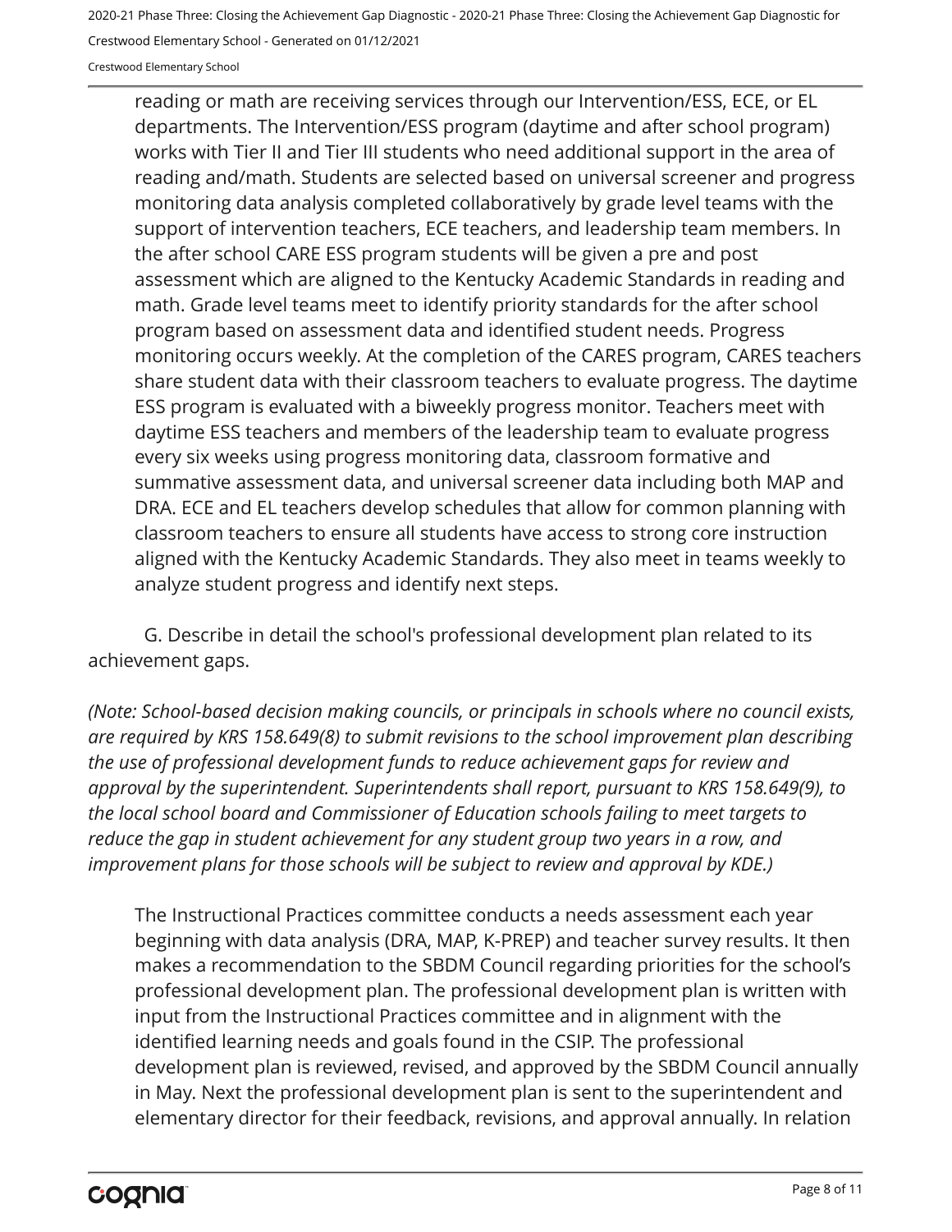reading or math are receiving services through our Intervention/ESS, ECE, or EL departments. The Intervention/ESS program (daytime and after school program) works with Tier II and Tier III students who need additional support in the area of reading and/math. Students are selected based on universal screener and progress monitoring data analysis completed collaboratively by grade level teams with the support of intervention teachers, ECE teachers, and leadership team members. In the after school CARE ESS program students will be given a pre and post assessment which are aligned to the Kentucky Academic Standards in reading and math. Grade level teams meet to identify priority standards for the after school program based on assessment data and identified student needs. Progress monitoring occurs weekly. At the completion of the CARES program, CARES teachers share student data with their classroom teachers to evaluate progress. The daytime ESS program is evaluated with a biweekly progress monitor. Teachers meet with daytime ESS teachers and members of the leadership team to evaluate progress every six weeks using progress monitoring data, classroom formative and summative assessment data, and universal screener data including both MAP and DRA. ECE and EL teachers develop schedules that allow for common planning with classroom teachers to ensure all students have access to strong core instruction aligned with the Kentucky Academic Standards. They also meet in teams weekly to analyze student progress and identify next steps.

G. Describe in detail the school's professional development plan related to its achievement gaps.

*(Note: School-based decision making councils, or principals in schools where no council exists, are required by KRS 158.649(8) to submit revisions to the school improvement plan describing the use of professional development funds to reduce achievement gaps for review and approval by the superintendent. Superintendents shall report, pursuant to KRS 158.649(9), to the local school board and Commissioner of Education schools failing to meet targets to reduce the gap in student achievement for any student group two years in a row, and improvement plans for those schools will be subject to review and approval by KDE.)*

The Instructional Practices committee conducts a needs assessment each year beginning with data analysis (DRA, MAP, K-PREP) and teacher survey results. It then makes a recommendation to the SBDM Council regarding priorities for the school's professional development plan. The professional development plan is written with input from the Instructional Practices committee and in alignment with the identified learning needs and goals found in the CSIP. The professional development plan is reviewed, revised, and approved by the SBDM Council annually in May. Next the professional development plan is sent to the superintendent and elementary director for their feedback, revisions, and approval annually. In relation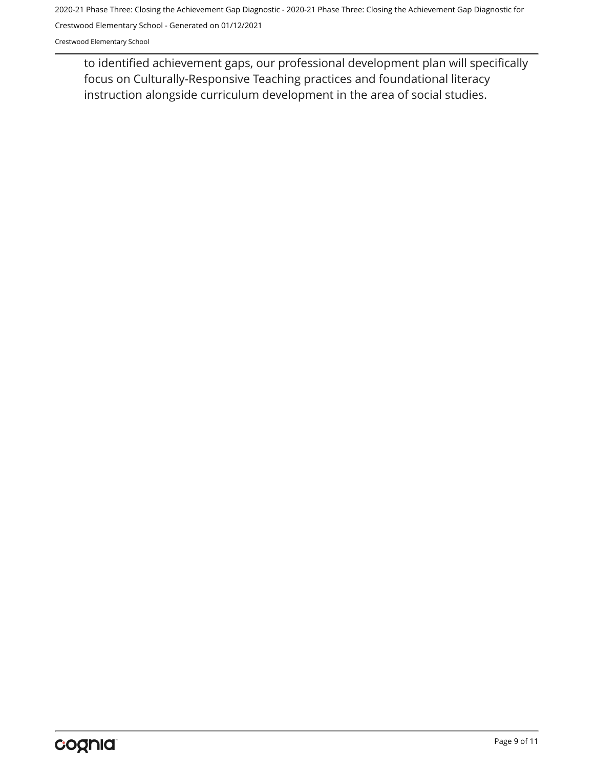to identified achievement gaps, our professional development plan will specifically focus on Culturally-Responsive Teaching practices and foundational literacy instruction alongside curriculum development in the area of social studies.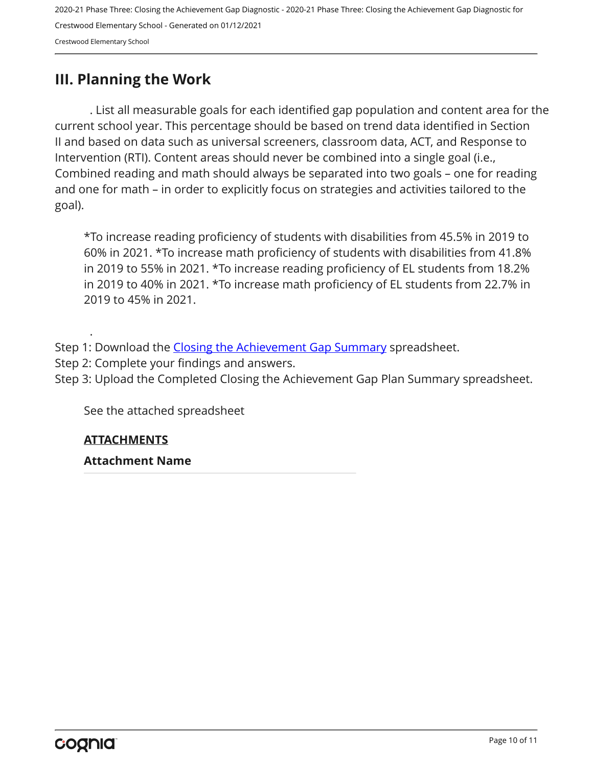## III. Planning the Work

. List all measurable goals for each identified gap population and content area for the current school year. This percentage should be based on trend data identified in Section II and based on data such as universal screeners, classroom data, ACT, and Response to Intervention (RTI). Content areas should never be combined into a single goal (i.e., Combined reading and math should always be separated into two goals – one for reading and one for math – in order to explicitly focus on strategies and activities tailored to the goal).

*To increase reading proficiency of students with disabilities from 45.5% in 2019 to 60% in 2021. *To increase math proficiency of students with disabilities from 41.8% in 2019 to 55% in 2021. *To increase reading proficiency of EL students from 18.2% in 2019 to 40% in 2021. *To increase math proficiency of EL students from 22.7% in 2019 to 45% in 2021.

.

Step 1: Download the [Closing the Achievement Gap Summary]() spreadsheet.
Step 2: Complete your findings and answers.
Step 3: Upload the Completed Closing the Achievement Gap Plan Summary spreadsheet.

See the attached spreadsheet

**ATTACHMENTS**

**Attachment Name**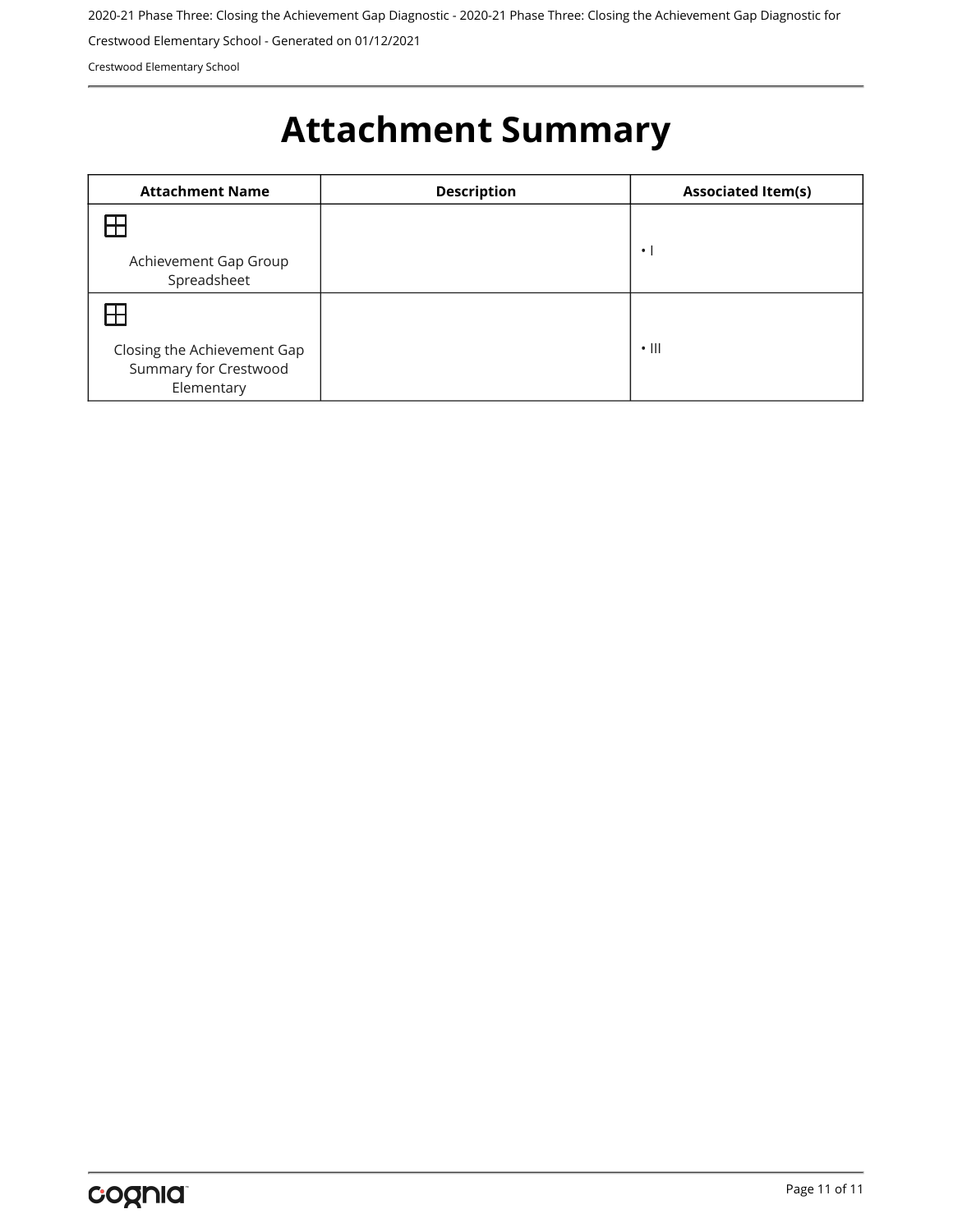# Attachment Summary

| Attachment Name | Description | Associated Item(s) |
|---|---|---|
| Achievement Gap Group Spreadsheet | | • I |
| Closing the Achievement Gap Summary for Crestwood Elementary | | • III |